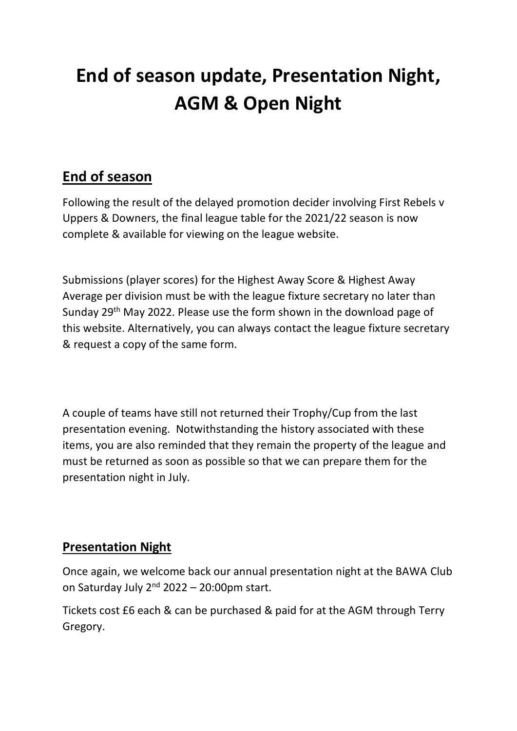# End of season update, Presentation Night, AGM & Open Night

## End of season

Following the result of the delayed promotion decider involving First Rebels v Uppers & Downers, the final league table for the 2021/22 season is now complete & available for viewing on the league website.

Submissions (player scores) for the Highest Away Score & Highest Away Average per division must be with the league fixture secretary no later than Sunday 29th May 2022. Please use the form shown in the download page of this website. Alternatively, you can always contact the league fixture secretary & request a copy of the same form.

A couple of teams have still not returned their Trophy/Cup from the last presentation evening. Notwithstanding the history associated with these items, you are also reminded that they remain the property of the league and must be returned as soon as possible so that we can prepare them for the presentation night in July.

## Presentation Night

Once again, we welcome back our annual presentation night at the BAWA Club on Saturday July 2nd 2022 – 20:00pm start.

Tickets cost £6 each & can be purchased & paid for at the AGM through Terry Gregory.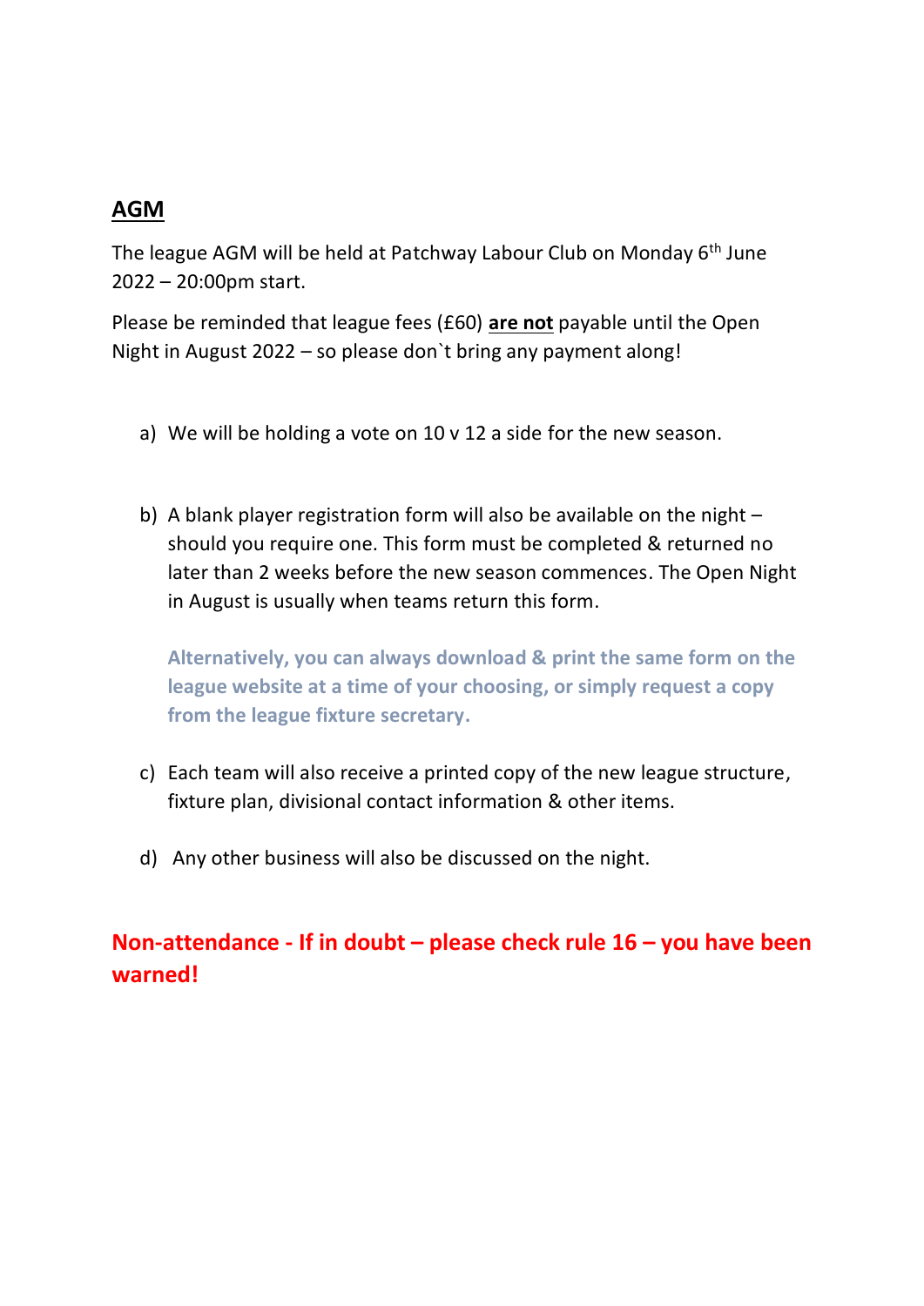## AGM

The league AGM will be held at Patchway Labour Club on Monday 6th June 2022 – 20:00pm start.

Please be reminded that league fees (£60) **are not** payable until the Open Night in August 2022 – so please don`t bring any payment along!

a) We will be holding a vote on 10 v 12 a side for the new season.

b) A blank player registration form will also be available on the night – should you require one. This form must be completed & returned no later than 2 weeks before the new season commences. The Open Night in August is usually when teams return this form.

   **Alternatively, you can always download & print the same form on the league website at a time of your choosing, or simply request a copy from the league fixture secretary.**

c) Each team will also receive a printed copy of the new league structure, fixture plan, divisional contact information & other items.

d) Any other business will also be discussed on the night.

**Non-attendance - If in doubt – please check rule 16 – you have been warned!**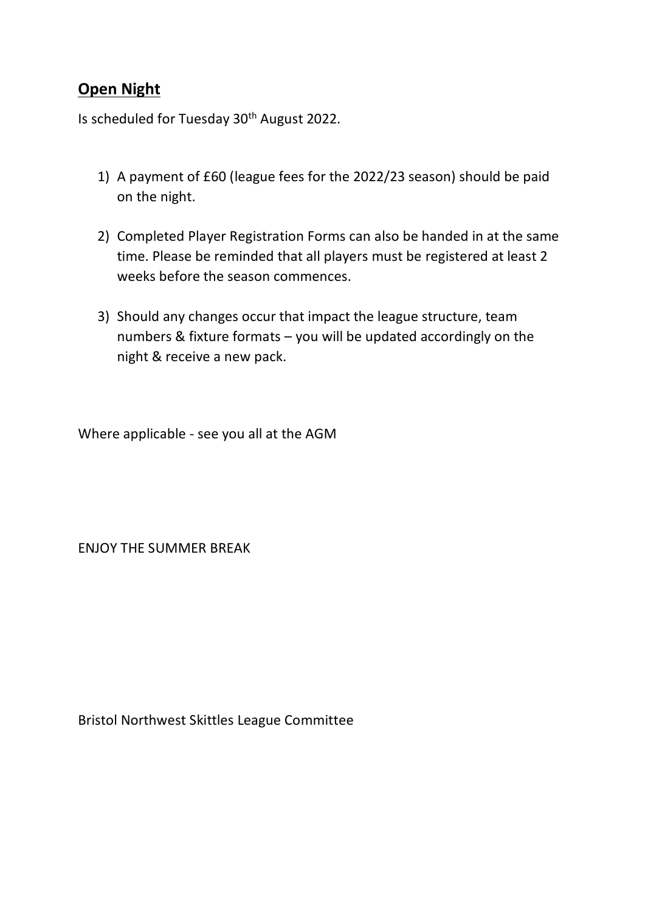## **Open Night**

Is scheduled for Tuesday 30th August 2022.

1) A payment of £60 (league fees for the 2022/23 season) should be paid on the night.

2) Completed Player Registration Forms can also be handed in at the same time. Please be reminded that all players must be registered at least 2 weeks before the season commences.

3) Should any changes occur that impact the league structure, team numbers & fixture formats – you will be updated accordingly on the night & receive a new pack.

Where applicable - see you all at the AGM

ENJOY THE SUMMER BREAK

Bristol Northwest Skittles League Committee